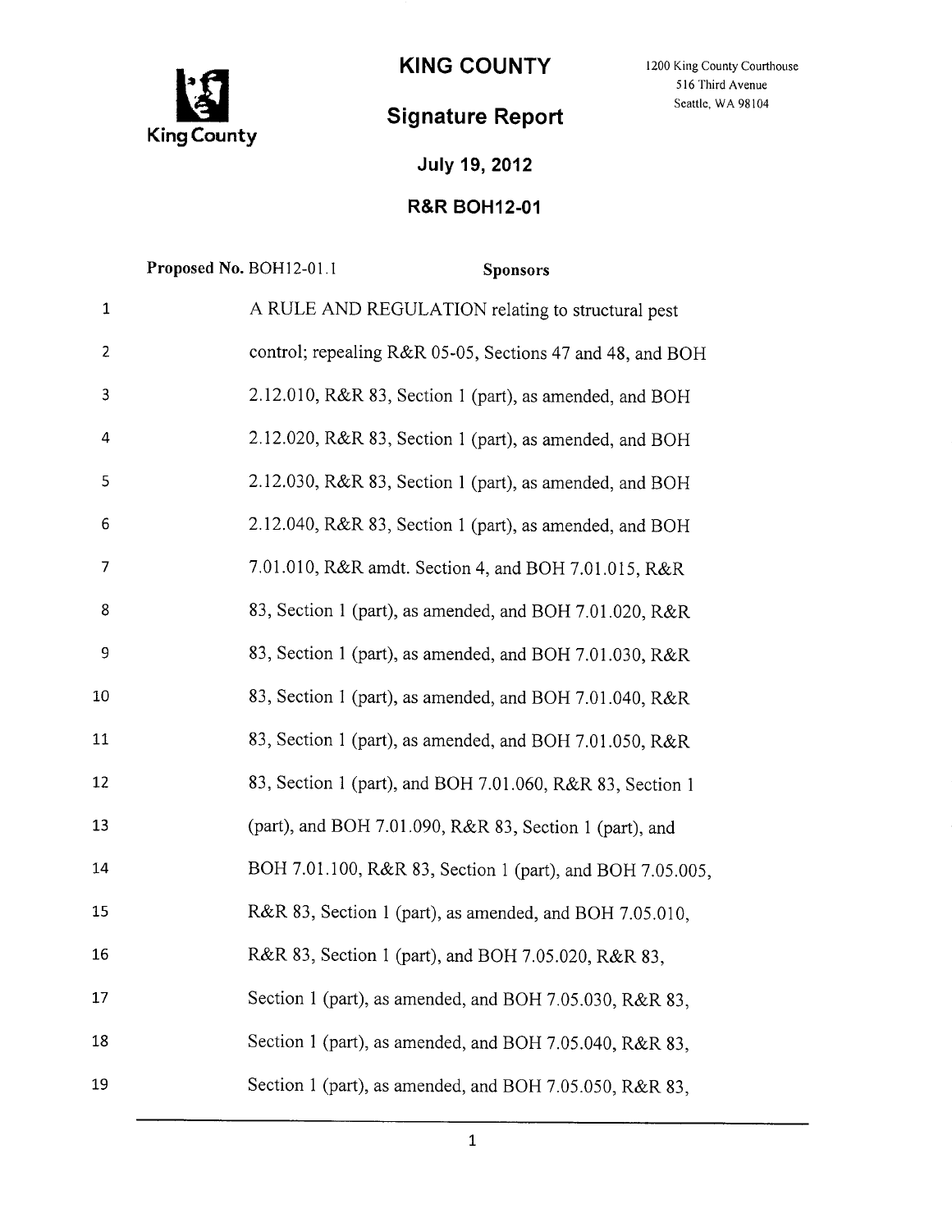# KING COUNTY

1200 King County Courthouse
516 Third Avenue
Seattle, WA 98104

King County

## Signature Report

**July 19, 2012**

**R&R BOH12-01**

**Proposed No.** BOH12-01.1 **Sponsors**

1 A RULE AND REGULATION relating to structural pest
2 control; repealing R&R 05-05, Sections 47 and 48, and BOH
3 2.12.010, R&R 83, Section 1 (part), as amended, and BOH
4 2.12.020, R&R 83, Section 1 (part), as amended, and BOH
5 2.12.030, R&R 83, Section 1 (part), as amended, and BOH
6 2.12.040, R&R 83, Section 1 (part), as amended, and BOH
7 7.01.010, R&R amdt. Section 4, and BOH 7.01.015, R&R
8 83, Section 1 (part), as amended, and BOH 7.01.020, R&R
9 83, Section 1 (part), as amended, and BOH 7.01.030, R&R
10 83, Section 1 (part), as amended, and BOH 7.01.040, R&R
11 83, Section 1 (part), as amended, and BOH 7.01.050, R&R
12 83, Section 1 (part), and BOH 7.01.060, R&R 83, Section 1
13 (part), and BOH 7.01.090, R&R 83, Section 1 (part), and
14 BOH 7.01.100, R&R 83, Section 1 (part), and BOH 7.05.005,
15 R&R 83, Section 1 (part), as amended, and BOH 7.05.010,
16 R&R 83, Section 1 (part), and BOH 7.05.020, R&R 83,
17 Section 1 (part), as amended, and BOH 7.05.030, R&R 83,
18 Section 1 (part), as amended, and BOH 7.05.040, R&R 83,
19 Section 1 (part), as amended, and BOH 7.05.050, R&R 83,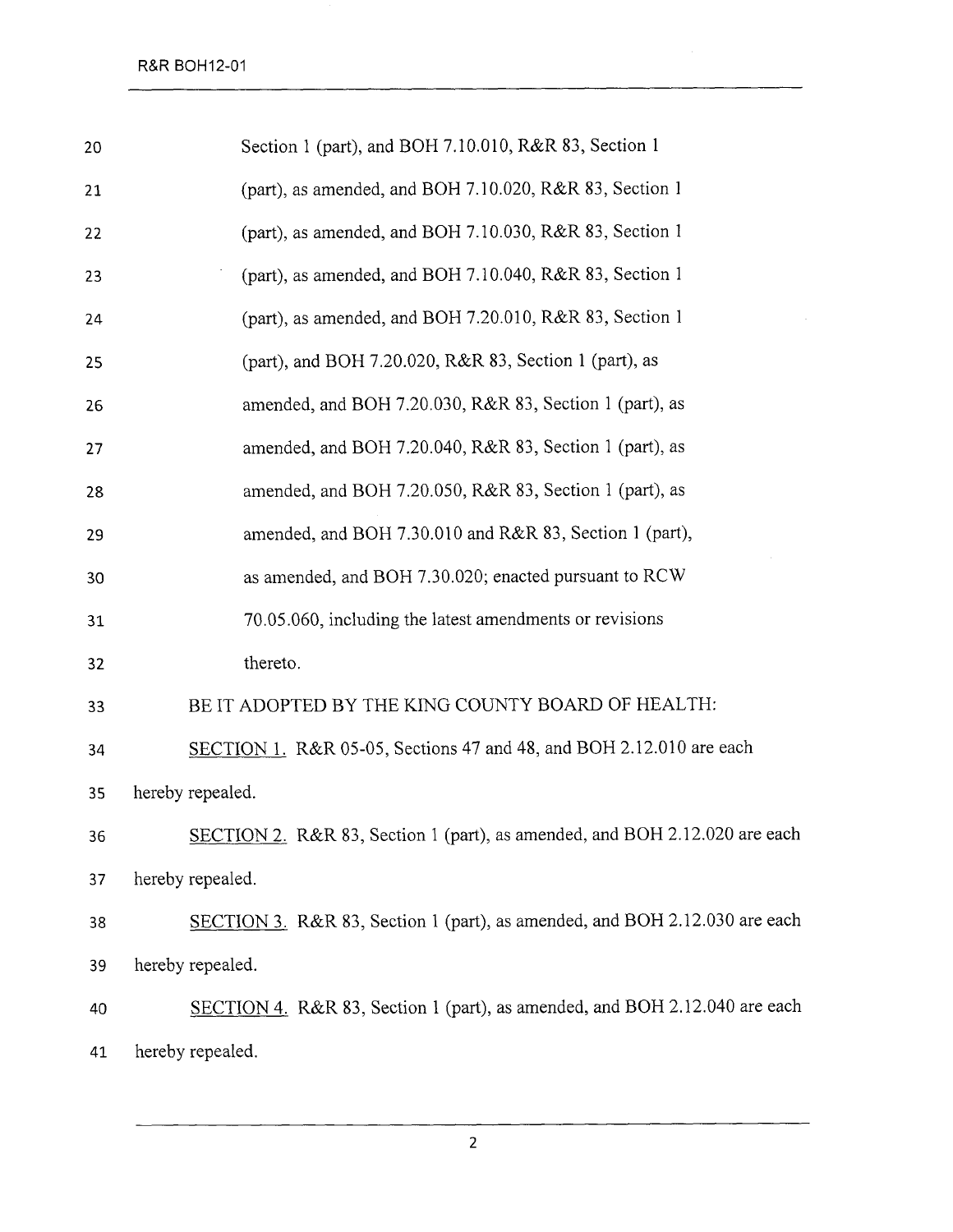Section 1 (part), and BOH 7.10.010, R&R 83, Section 1 (part), as amended, and BOH 7.10.020, R&R 83, Section 1 (part), as amended, and BOH 7.10.030, R&R 83, Section 1 (part), as amended, and BOH 7.10.040, R&R 83, Section 1 (part), as amended, and BOH 7.20.010, R&R 83, Section 1 (part), and BOH 7.20.020, R&R 83, Section 1 (part), as amended, and BOH 7.20.030, R&R 83, Section 1 (part), as amended, and BOH 7.20.040, R&R 83, Section 1 (part), as amended, and BOH 7.20.050, R&R 83, Section 1 (part), as amended, and BOH 7.30.010 and R&R 83, Section 1 (part), as amended, and BOH 7.30.020; enacted pursuant to RCW 70.05.060, including the latest amendments or revisions thereto.

BE IT ADOPTED BY THE KING COUNTY BOARD OF HEALTH:

SECTION 1. R&R 05-05, Sections 47 and 48, and BOH 2.12.010 are each hereby repealed.

SECTION 2. R&R 83, Section 1 (part), as amended, and BOH 2.12.020 are each hereby repealed.

SECTION 3. R&R 83, Section 1 (part), as amended, and BOH 2.12.030 are each hereby repealed.

SECTION 4. R&R 83, Section 1 (part), as amended, and BOH 2.12.040 are each hereby repealed.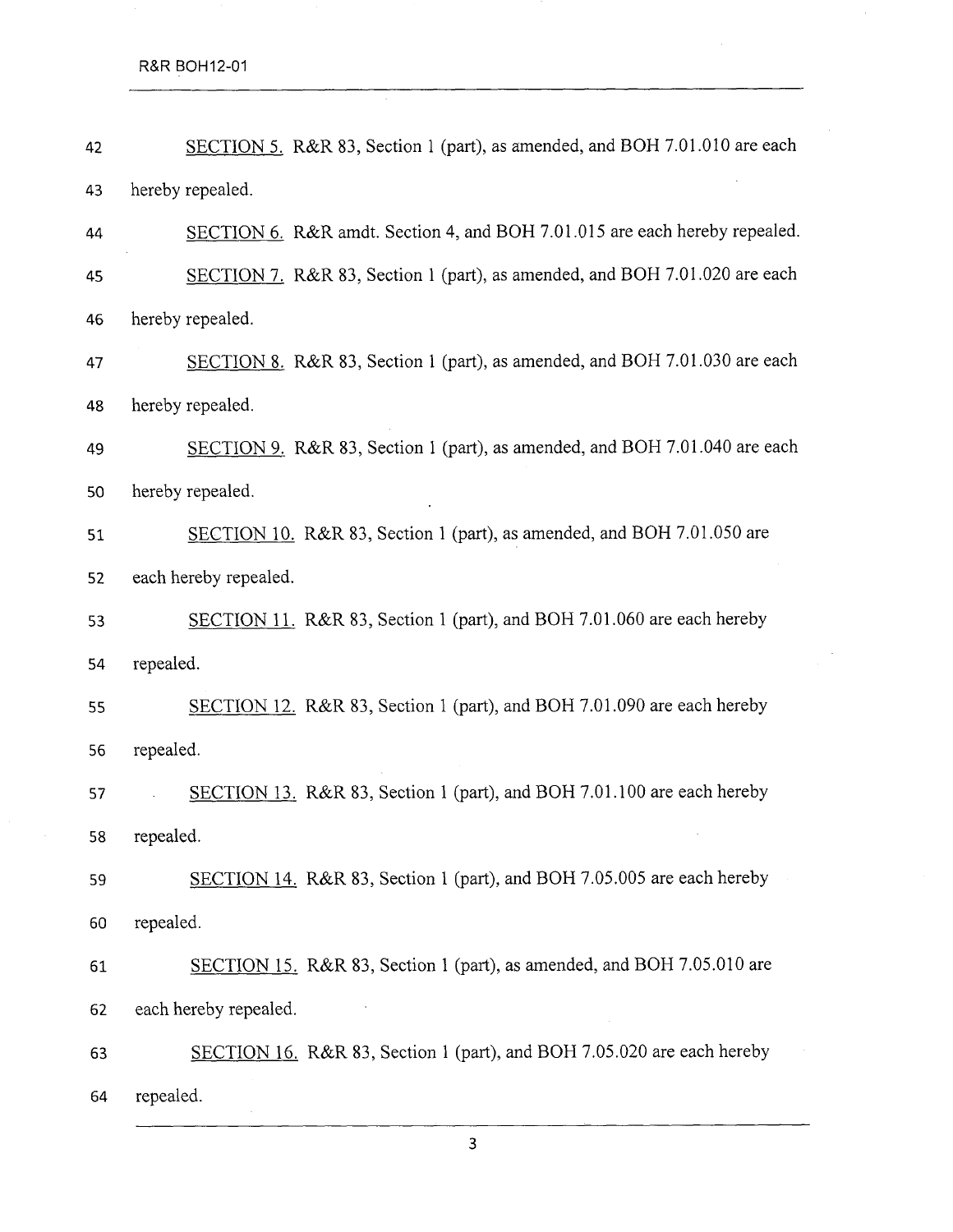SECTION 5. R&R 83, Section 1 (part), as amended, and BOH 7.01.010 are each hereby repealed.

SECTION 6. R&R amdt. Section 4, and BOH 7.01.015 are each hereby repealed.

SECTION 7. R&R 83, Section 1 (part), as amended, and BOH 7.01.020 are each hereby repealed.

SECTION 8. R&R 83, Section 1 (part), as amended, and BOH 7.01.030 are each hereby repealed.

SECTION 9. R&R 83, Section 1 (part), as amended, and BOH 7.01.040 are each hereby repealed.

SECTION 10. R&R 83, Section 1 (part), as amended, and BOH 7.01.050 are each hereby repealed.

SECTION 11. R&R 83, Section 1 (part), and BOH 7.01.060 are each hereby repealed.

SECTION 12. R&R 83, Section 1 (part), and BOH 7.01.090 are each hereby repealed.

SECTION 13. R&R 83, Section 1 (part), and BOH 7.01.100 are each hereby repealed.

SECTION 14. R&R 83, Section 1 (part), and BOH 7.05.005 are each hereby repealed.

SECTION 15. R&R 83, Section 1 (part), as amended, and BOH 7.05.010 are each hereby repealed.

SECTION 16. R&R 83, Section 1 (part), and BOH 7.05.020 are each hereby repealed.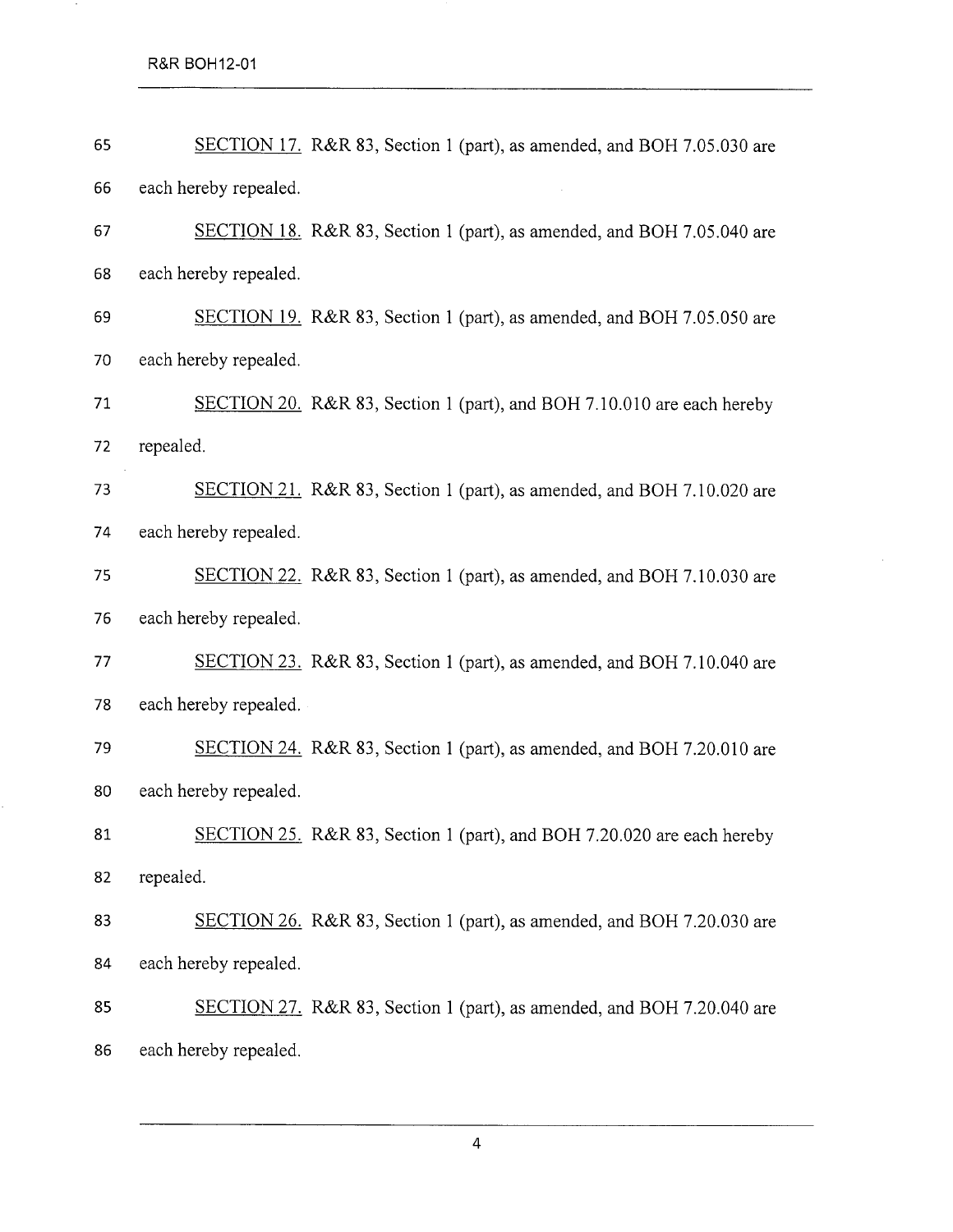SECTION 17. R&R 83, Section 1 (part), as amended, and BOH 7.05.030 are each hereby repealed.

SECTION 18. R&R 83, Section 1 (part), as amended, and BOH 7.05.040 are each hereby repealed.

SECTION 19. R&R 83, Section 1 (part), as amended, and BOH 7.05.050 are each hereby repealed.

SECTION 20. R&R 83, Section 1 (part), and BOH 7.10.010 are each hereby repealed.

SECTION 21. R&R 83, Section 1 (part), as amended, and BOH 7.10.020 are each hereby repealed.

SECTION 22. R&R 83, Section 1 (part), as amended, and BOH 7.10.030 are each hereby repealed.

SECTION 23. R&R 83, Section 1 (part), as amended, and BOH 7.10.040 are each hereby repealed.

SECTION 24. R&R 83, Section 1 (part), as amended, and BOH 7.20.010 are each hereby repealed.

SECTION 25. R&R 83, Section 1 (part), and BOH 7.20.020 are each hereby repealed.

SECTION 26. R&R 83, Section 1 (part), as amended, and BOH 7.20.030 are each hereby repealed.

SECTION 27. R&R 83, Section 1 (part), as amended, and BOH 7.20.040 are each hereby repealed.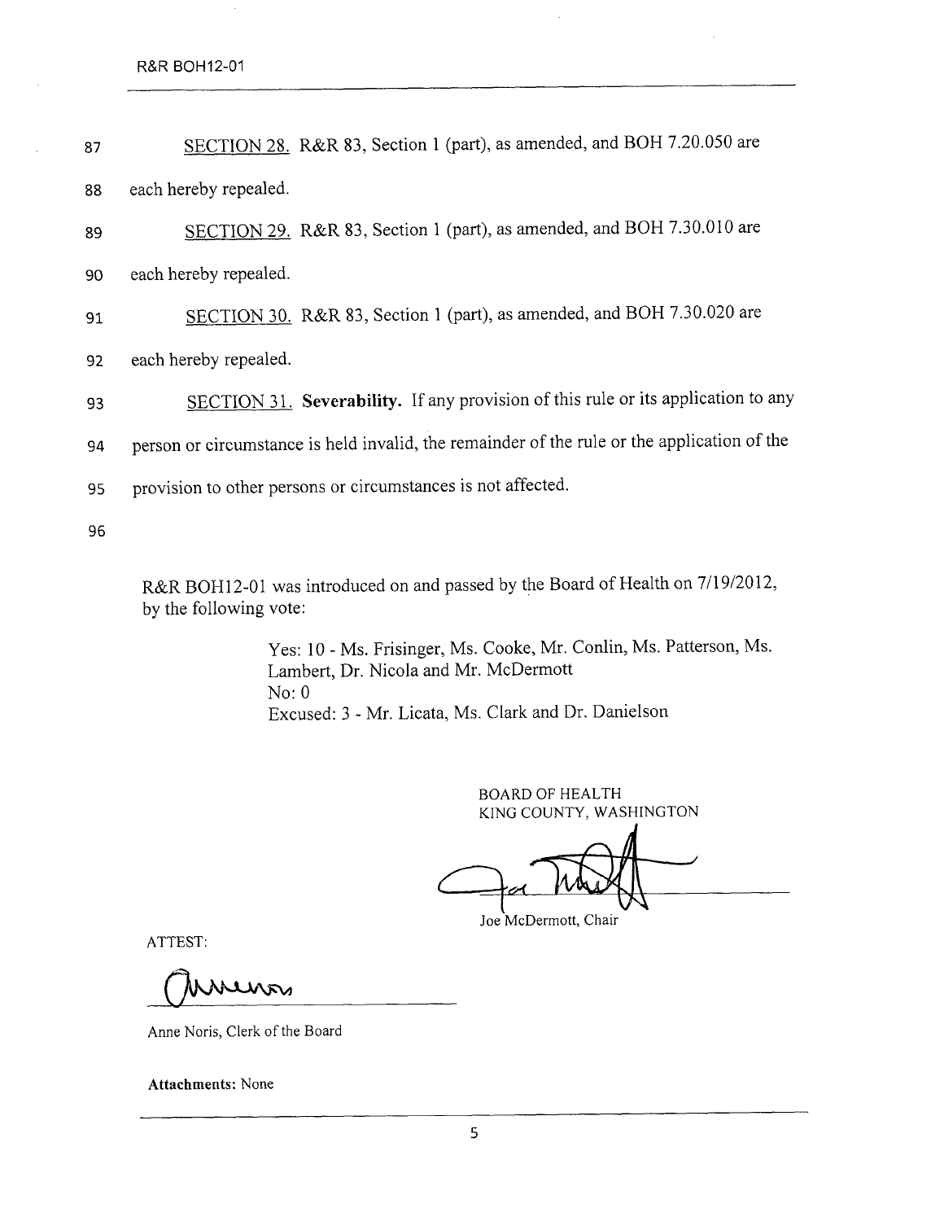87 SECTION 28. R&R 83, Section 1 (part), as amended, and BOH 7.20.050 are

88 each hereby repealed.

89 SECTION 29. R&R 83, Section 1 (part), as amended, and BOH 7.30.010 are

90 each hereby repealed.

91 SECTION 30. R&R 83, Section 1 (part), as amended, and BOH 7.30.020 are

92 each hereby repealed.

93 SECTION 31. **Severability.** If any provision of this rule or its application to any

94 person or circumstance is held invalid, the remainder of the rule or the application of the

95 provision to other persons or circumstances is not affected.

96

R&R BOH12-01 was introduced on and passed by the Board of Health on 7/19/2012, by the following vote:

Yes: 10 - Ms. Frisinger, Ms. Cooke, Mr. Conlin, Ms. Patterson, Ms. Lambert, Dr. Nicola and Mr. McDermott
No: 0
Excused: 3 - Mr. Licata, Ms. Clark and Dr. Danielson

BOARD OF HEALTH
KING COUNTY, WASHINGTON

Joe McDermott, Chair

ATTEST:

Anne Noris, Clerk of the Board

**Attachments:** None